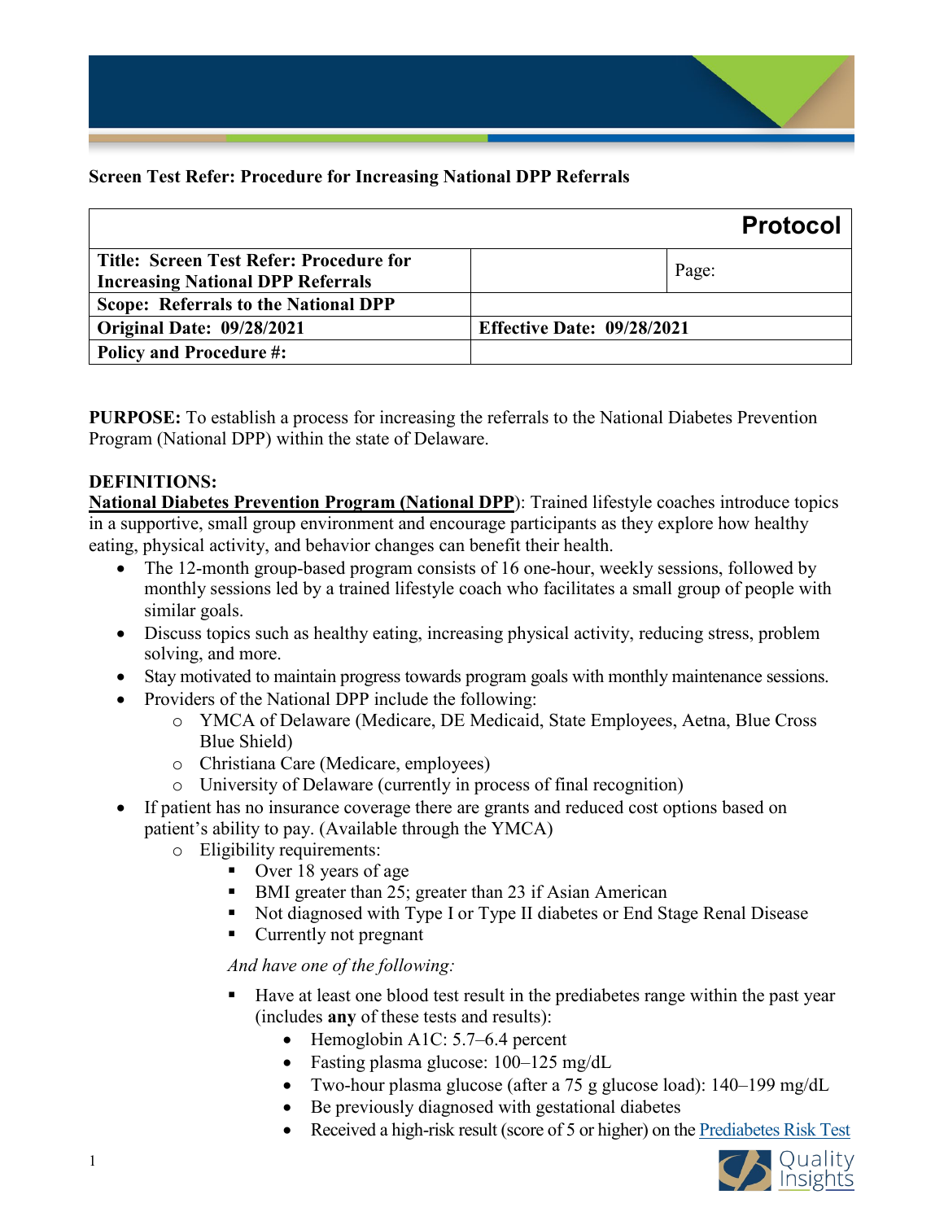**Screen Test Refer: Procedure for Increasing National DPP Referrals**

| | | Protocol |
|---|---|---|
| **Title: Screen Test Refer: Procedure for Increasing National DPP Referrals** | | Page: |
| **Scope: Referrals to the National DPP** | | |
| **Original Date: 09/28/2021** | **Effective Date: 09/28/2021** | |
| **Policy and Procedure #:** | | |

**PURPOSE:** To establish a process for increasing the referrals to the National Diabetes Prevention Program (National DPP) within the state of Delaware.

**DEFINITIONS:**

**National Diabetes Prevention Program (National DPP)**: Trained lifestyle coaches introduce topics in a supportive, small group environment and encourage participants as they explore how healthy eating, physical activity, and behavior changes can benefit their health.

- The 12-month group-based program consists of 16 one-hour, weekly sessions, followed by monthly sessions led by a trained lifestyle coach who facilitates a small group of people with similar goals.
- Discuss topics such as healthy eating, increasing physical activity, reducing stress, problem solving, and more.
- Stay motivated to maintain progress towards program goals with monthly maintenance sessions.
- Providers of the National DPP include the following:
  - YMCA of Delaware (Medicare, DE Medicaid, State Employees, Aetna, Blue Cross Blue Shield)
  - Christiana Care (Medicare, employees)
  - University of Delaware (currently in process of final recognition)
- If patient has no insurance coverage there are grants and reduced cost options based on patient's ability to pay. (Available through the YMCA)
  - Eligibility requirements:
    - Over 18 years of age
    - BMI greater than 25; greater than 23 if Asian American
    - Not diagnosed with Type I or Type II diabetes or End Stage Renal Disease
    - Currently not pregnant

    *And have one of the following:*

    - Have at least one blood test result in the prediabetes range within the past year (includes **any** of these tests and results):
      - Hemoglobin A1C: 5.7–6.4 percent
      - Fasting plasma glucose: 100–125 mg/dL
      - Two-hour plasma glucose (after a 75 g glucose load): 140–199 mg/dL
      - Be previously diagnosed with gestational diabetes
      - Received a high-risk result (score of 5 or higher) on the Prediabetes Risk Test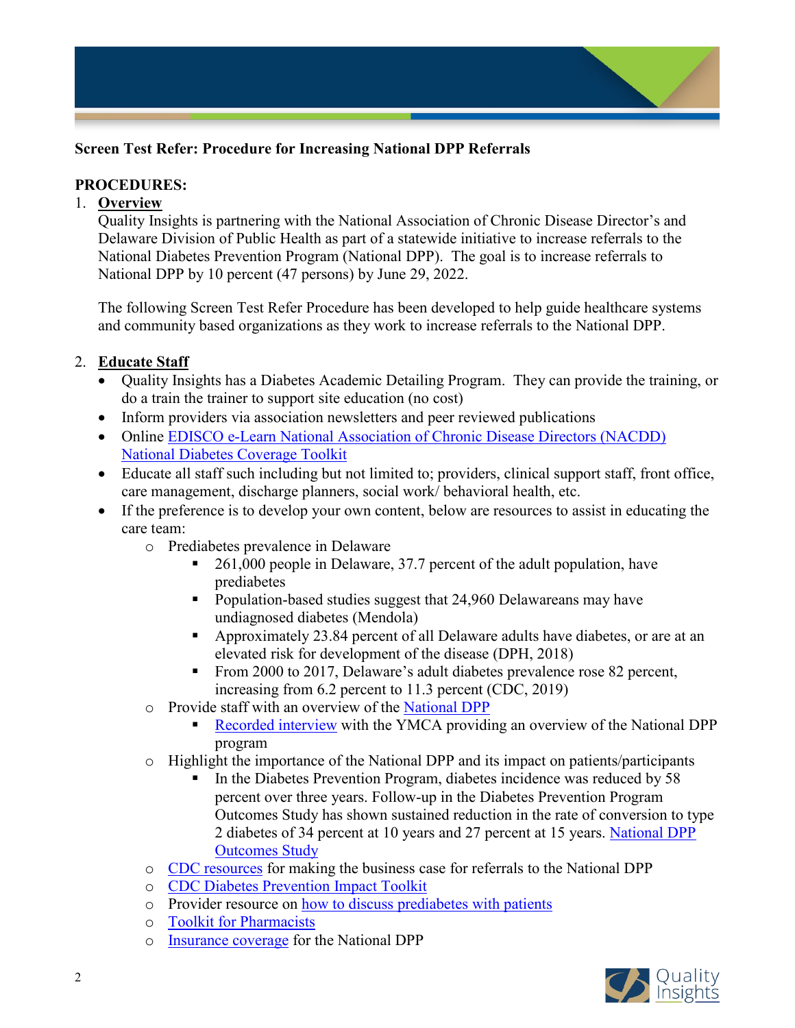**Screen Test Refer: Procedure for Increasing National DPP Referrals**

**PROCEDURES:**

1. **Overview**

   Quality Insights is partnering with the National Association of Chronic Disease Director's and Delaware Division of Public Health as part of a statewide initiative to increase referrals to the National Diabetes Prevention Program (National DPP). The goal is to increase referrals to National DPP by 10 percent (47 persons) by June 29, 2022.

   The following Screen Test Refer Procedure has been developed to help guide healthcare systems and community based organizations as they work to increase referrals to the National DPP.

2. **Educate Staff**
   - Quality Insights has a Diabetes Academic Detailing Program. They can provide the training, or do a train the trainer to support site education (no cost)
   - Inform providers via association newsletters and peer reviewed publications
   - Online EDISCO e-Learn National Association of Chronic Disease Directors (NACDD) National Diabetes Coverage Toolkit
   - Educate all staff such including but not limited to; providers, clinical support staff, front office, care management, discharge planners, social work/ behavioral health, etc.
   - If the preference is to develop your own content, below are resources to assist in educating the care team:
     - Prediabetes prevalence in Delaware
       - 261,000 people in Delaware, 37.7 percent of the adult population, have prediabetes
       - Population-based studies suggest that 24,960 Delawareans may have undiagnosed diabetes (Mendola)
       - Approximately 23.84 percent of all Delaware adults have diabetes, or are at an elevated risk for development of the disease (DPH, 2018)
       - From 2000 to 2017, Delaware's adult diabetes prevalence rose 82 percent, increasing from 6.2 percent to 11.3 percent (CDC, 2019)
     - Provide staff with an overview of the National DPP
       - Recorded interview with the YMCA providing an overview of the National DPP program
     - Highlight the importance of the National DPP and its impact on patients/participants
       - In the Diabetes Prevention Program, diabetes incidence was reduced by 58 percent over three years. Follow-up in the Diabetes Prevention Program Outcomes Study has shown sustained reduction in the rate of conversion to type 2 diabetes of 34 percent at 10 years and 27 percent at 15 years. National DPP Outcomes Study
     - CDC resources for making the business case for referrals to the National DPP
     - CDC Diabetes Prevention Impact Toolkit
     - Provider resource on how to discuss prediabetes with patients
     - Toolkit for Pharmacists
     - Insurance coverage for the National DPP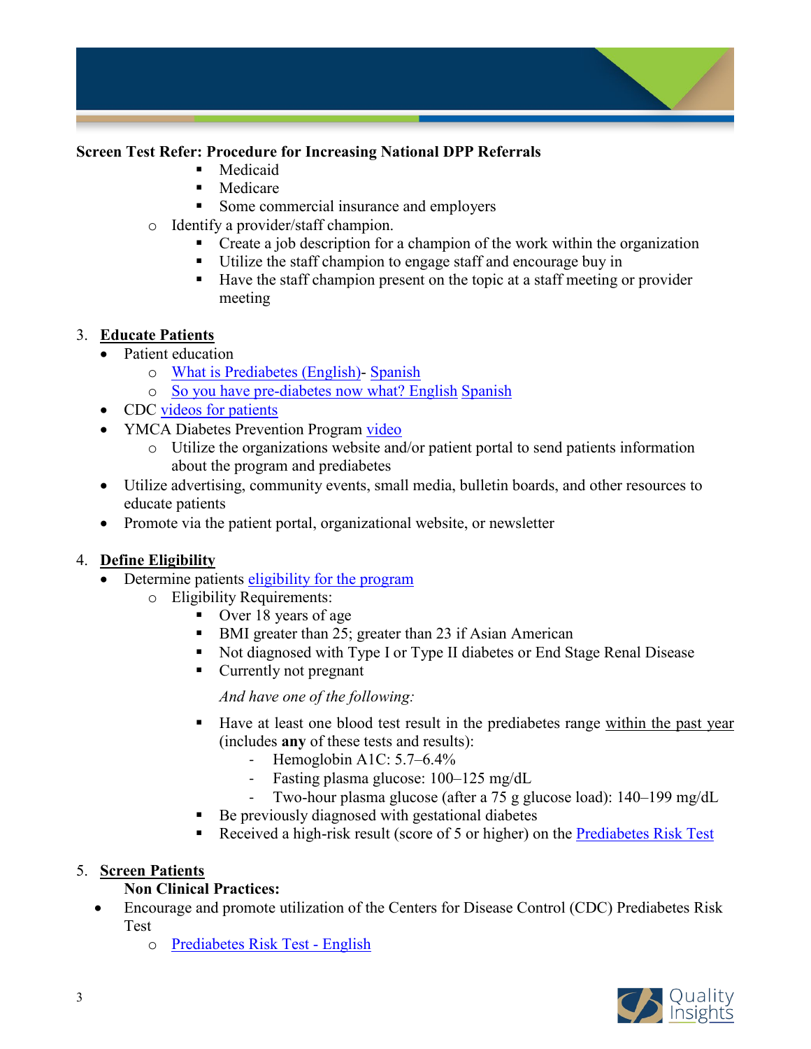**Screen Test Refer: Procedure for Increasing National DPP Referrals**

        - Medicaid
        - Medicare
        - Some commercial insurance and employers
    - Identify a provider/staff champion.
        - Create a job description for a champion of the work within the organization
        - Utilize the staff champion to engage staff and encourage buy in
        - Have the staff champion present on the topic at a staff meeting or provider meeting

3. **Educate Patients**
    - Patient education
        - What is Prediabetes (English)- Spanish
        - So you have pre-diabetes now what? English Spanish
    - CDC videos for patients
    - YMCA Diabetes Prevention Program video
        - Utilize the organizations website and/or patient portal to send patients information about the program and prediabetes
    - Utilize advertising, community events, small media, bulletin boards, and other resources to educate patients
    - Promote via the patient portal, organizational website, or newsletter

4. **Define Eligibility**
    - Determine patients eligibility for the program
        - Eligibility Requirements:
            - Over 18 years of age
            - BMI greater than 25; greater than 23 if Asian American
            - Not diagnosed with Type I or Type II diabetes or End Stage Renal Disease
            - Currently not pregnant

            *And have one of the following:*

            - Have at least one blood test result in the prediabetes range within the past year (includes **any** of these tests and results):
                - Hemoglobin A1C: 5.7–6.4%
                - Fasting plasma glucose: 100–125 mg/dL
                - Two-hour plasma glucose (after a 75 g glucose load): 140–199 mg/dL
            - Be previously diagnosed with gestational diabetes
            - Received a high-risk result (score of 5 or higher) on the Prediabetes Risk Test

5. **Screen Patients**

    **Non Clinical Practices:**

    - Encourage and promote utilization of the Centers for Disease Control (CDC) Prediabetes Risk Test
        - Prediabetes Risk Test - English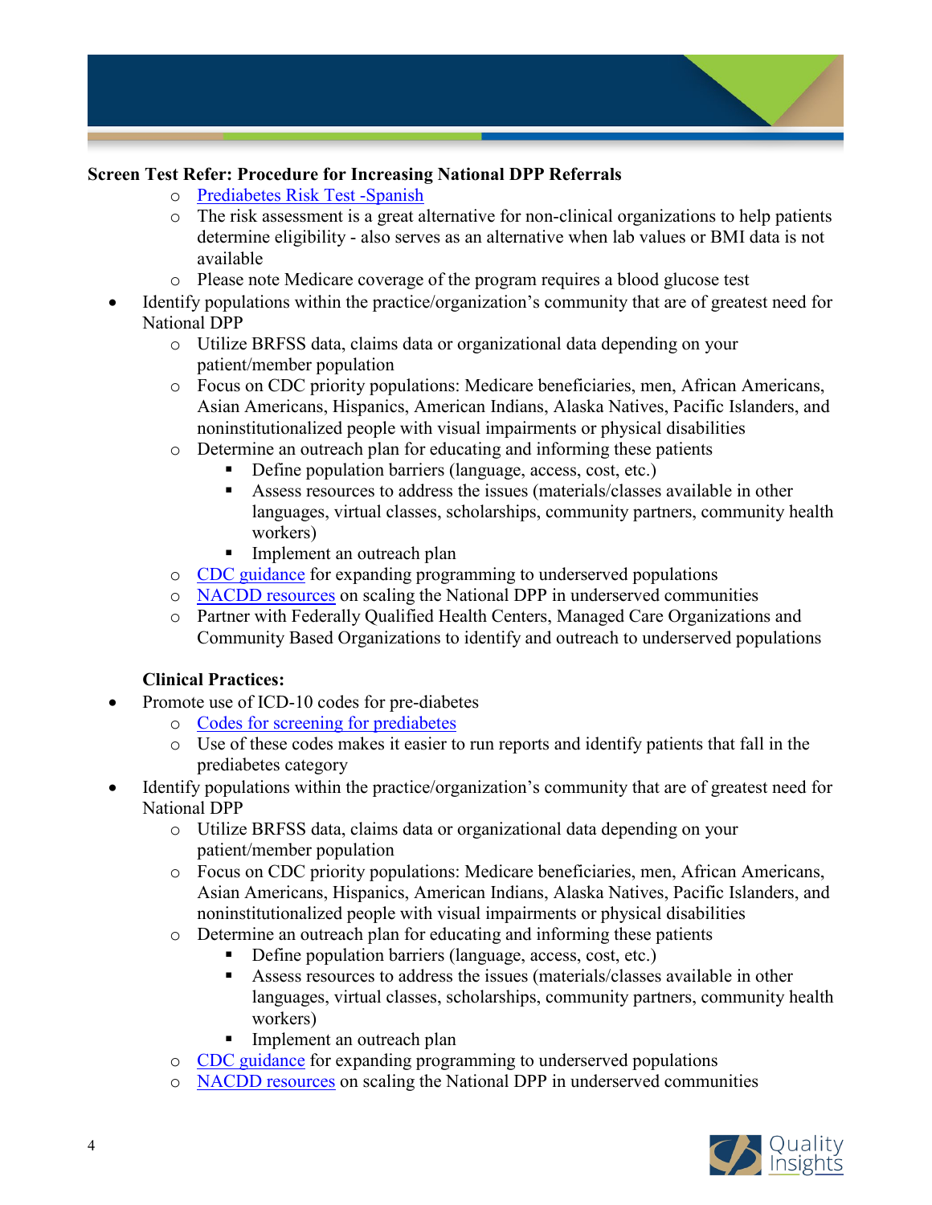**Screen Test Refer: Procedure for Increasing National DPP Referrals**

- Prediabetes Risk Test -Spanish
- The risk assessment is a great alternative for non-clinical organizations to help patients determine eligibility - also serves as an alternative when lab values or BMI data is not available
- Please note Medicare coverage of the program requires a blood glucose test

- Identify populations within the practice/organization's community that are of greatest need for National DPP
    - Utilize BRFSS data, claims data or organizational data depending on your patient/member population
    - Focus on CDC priority populations: Medicare beneficiaries, men, African Americans, Asian Americans, Hispanics, American Indians, Alaska Natives, Pacific Islanders, and noninstitutionalized people with visual impairments or physical disabilities
    - Determine an outreach plan for educating and informing these patients
        - Define population barriers (language, access, cost, etc.)
        - Assess resources to address the issues (materials/classes available in other languages, virtual classes, scholarships, community partners, community health workers)
        - Implement an outreach plan
    - CDC guidance for expanding programming to underserved populations
    - NACDD resources on scaling the National DPP in underserved communities
    - Partner with Federally Qualified Health Centers, Managed Care Organizations and Community Based Organizations to identify and outreach to underserved populations

**Clinical Practices:**

- Promote use of ICD-10 codes for pre-diabetes
    - Codes for screening for prediabetes
    - Use of these codes makes it easier to run reports and identify patients that fall in the prediabetes category
- Identify populations within the practice/organization's community that are of greatest need for National DPP
    - Utilize BRFSS data, claims data or organizational data depending on your patient/member population
    - Focus on CDC priority populations: Medicare beneficiaries, men, African Americans, Asian Americans, Hispanics, American Indians, Alaska Natives, Pacific Islanders, and noninstitutionalized people with visual impairments or physical disabilities
    - Determine an outreach plan for educating and informing these patients
        - Define population barriers (language, access, cost, etc.)
        - Assess resources to address the issues (materials/classes available in other languages, virtual classes, scholarships, community partners, community health workers)
        - Implement an outreach plan
    - CDC guidance for expanding programming to underserved populations
    - NACDD resources on scaling the National DPP in underserved communities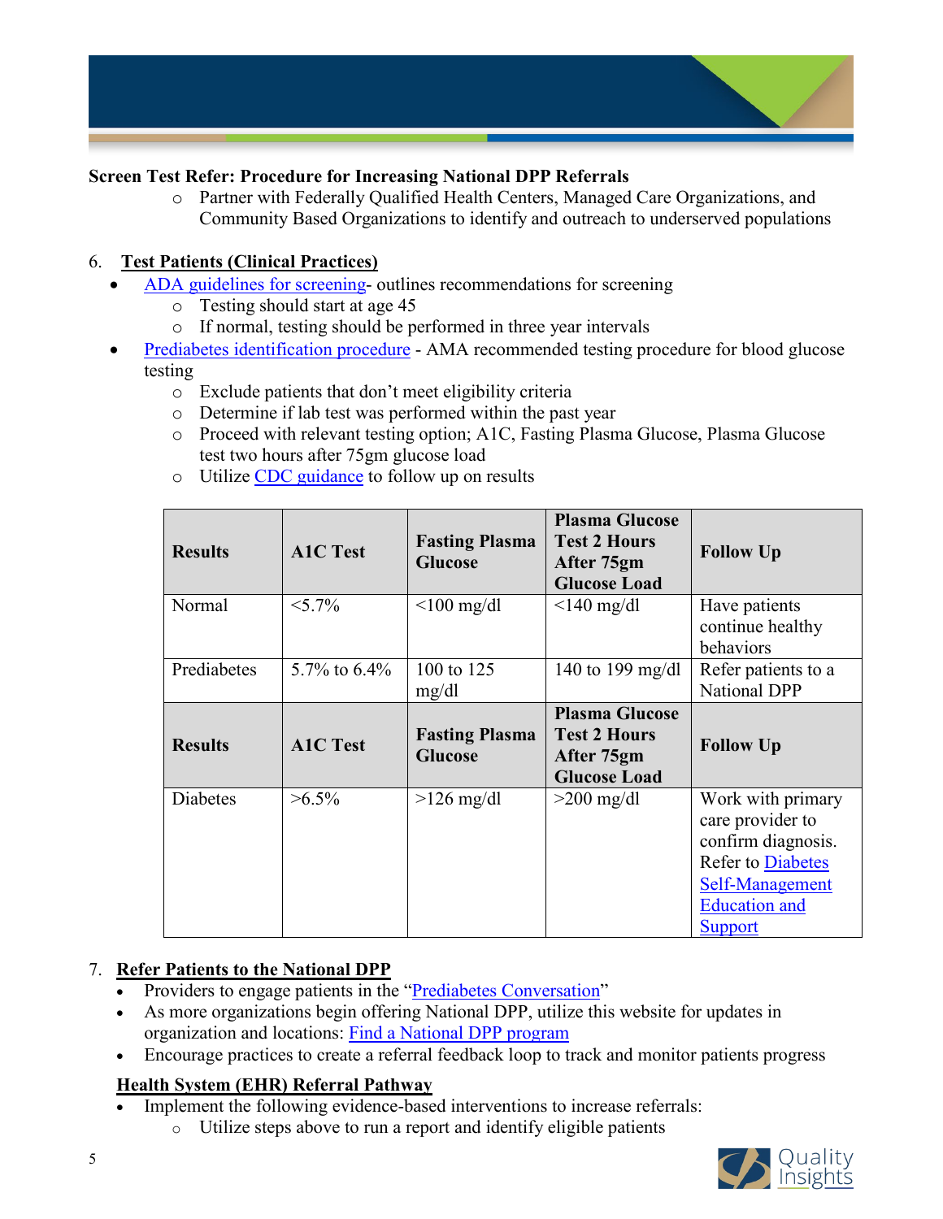**Screen Test Refer: Procedure for Increasing National DPP Referrals**

- Partner with Federally Qualified Health Centers, Managed Care Organizations, and Community Based Organizations to identify and outreach to underserved populations

6. **Test Patients (Clinical Practices)**

- ADA guidelines for screening- outlines recommendations for screening
  - Testing should start at age 45
  - If normal, testing should be performed in three year intervals
- Prediabetes identification procedure - AMA recommended testing procedure for blood glucose testing
  - Exclude patients that don't meet eligibility criteria
  - Determine if lab test was performed within the past year
  - Proceed with relevant testing option; A1C, Fasting Plasma Glucose, Plasma Glucose test two hours after 75gm glucose load
  - Utilize CDC guidance to follow up on results

| Results | A1C Test | Fasting Plasma Glucose | Plasma Glucose Test 2 Hours After 75gm Glucose Load | Follow Up |
|---|---|---|---|---|
| Normal | <5.7% | <100 mg/dl | <140 mg/dl | Have patients continue healthy behaviors |
| Prediabetes | 5.7% to 6.4% | 100 to 125 mg/dl | 140 to 199 mg/dl | Refer patients to a National DPP |
| **Results** | **A1C Test** | **Fasting Plasma Glucose** | **Plasma Glucose Test 2 Hours After 75gm Glucose Load** | **Follow Up** |
| Diabetes | >6.5% | >126 mg/dl | >200 mg/dl | Work with primary care provider to confirm diagnosis. Refer to Diabetes Self-Management Education and Support |

7. **Refer Patients to the National DPP**

- Providers to engage patients in the "Prediabetes Conversation"
- As more organizations begin offering National DPP, utilize this website for updates in organization and locations: Find a National DPP program
- Encourage practices to create a referral feedback loop to track and monitor patients progress

**Health System (EHR) Referral Pathway**

- Implement the following evidence-based interventions to increase referrals:
  - Utilize steps above to run a report and identify eligible patients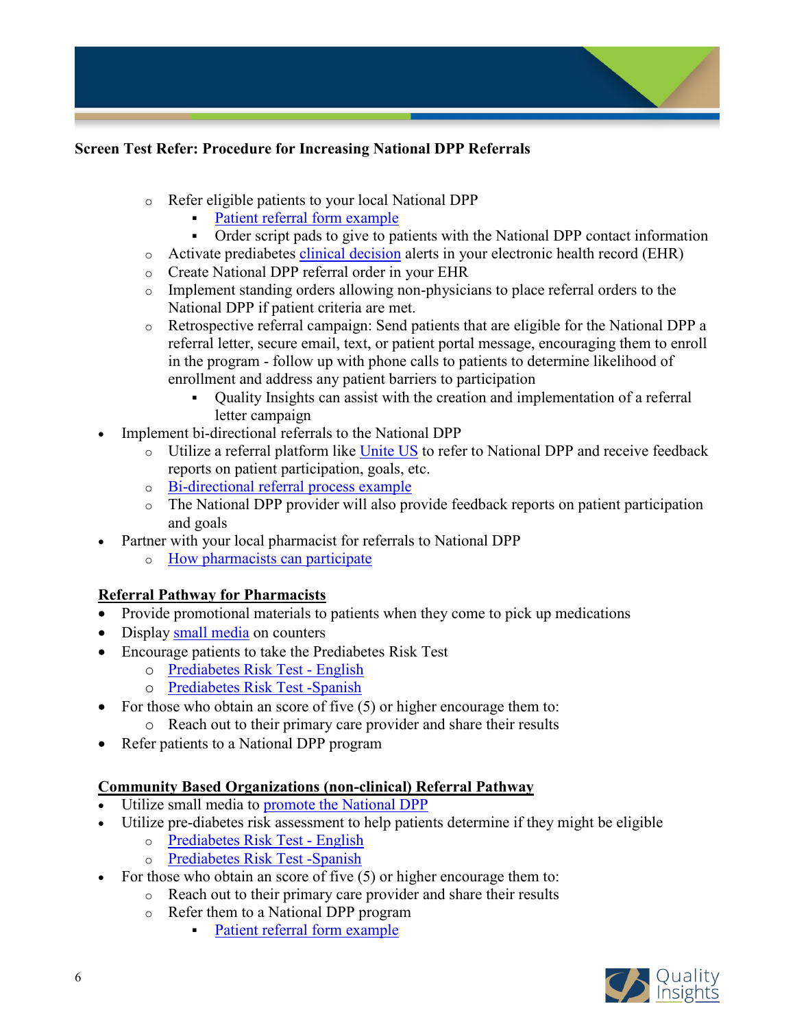**Screen Test Refer: Procedure for Increasing National DPP Referrals**

   - Refer eligible patients to your local National DPP
     - Patient referral form example
     - Order script pads to give to patients with the National DPP contact information
   - Activate prediabetes clinical decision alerts in your electronic health record (EHR)
   - Create National DPP referral order in your EHR
   - Implement standing orders allowing non-physicians to place referral orders to the National DPP if patient criteria are met.
   - Retrospective referral campaign: Send patients that are eligible for the National DPP a referral letter, secure email, text, or patient portal message, encouraging them to enroll in the program - follow up with phone calls to patients to determine likelihood of enrollment and address any patient barriers to participation
     - Quality Insights can assist with the creation and implementation of a referral letter campaign
- Implement bi-directional referrals to the National DPP
  - Utilize a referral platform like Unite US to refer to National DPP and receive feedback reports on patient participation, goals, etc.
  - Bi-directional referral process example
  - The National DPP provider will also provide feedback reports on patient participation and goals
- Partner with your local pharmacist for referrals to National DPP
  - How pharmacists can participate

**<u>Referral Pathway for Pharmacists</u>**

- Provide promotional materials to patients when they come to pick up medications
- Display small media on counters
- Encourage patients to take the Prediabetes Risk Test
  - Prediabetes Risk Test - English
  - Prediabetes Risk Test -Spanish
- For those who obtain an score of five (5) or higher encourage them to:
  - Reach out to their primary care provider and share their results
- Refer patients to a National DPP program

**<u>Community Based Organizations (non-clinical) Referral Pathway</u>**

- Utilize small media to promote the National DPP
- Utilize pre-diabetes risk assessment to help patients determine if they might be eligible
  - Prediabetes Risk Test - English
  - Prediabetes Risk Test -Spanish
- For those who obtain an score of five (5) or higher encourage them to:
  - Reach out to their primary care provider and share their results
  - Refer them to a National DPP program
    - Patient referral form example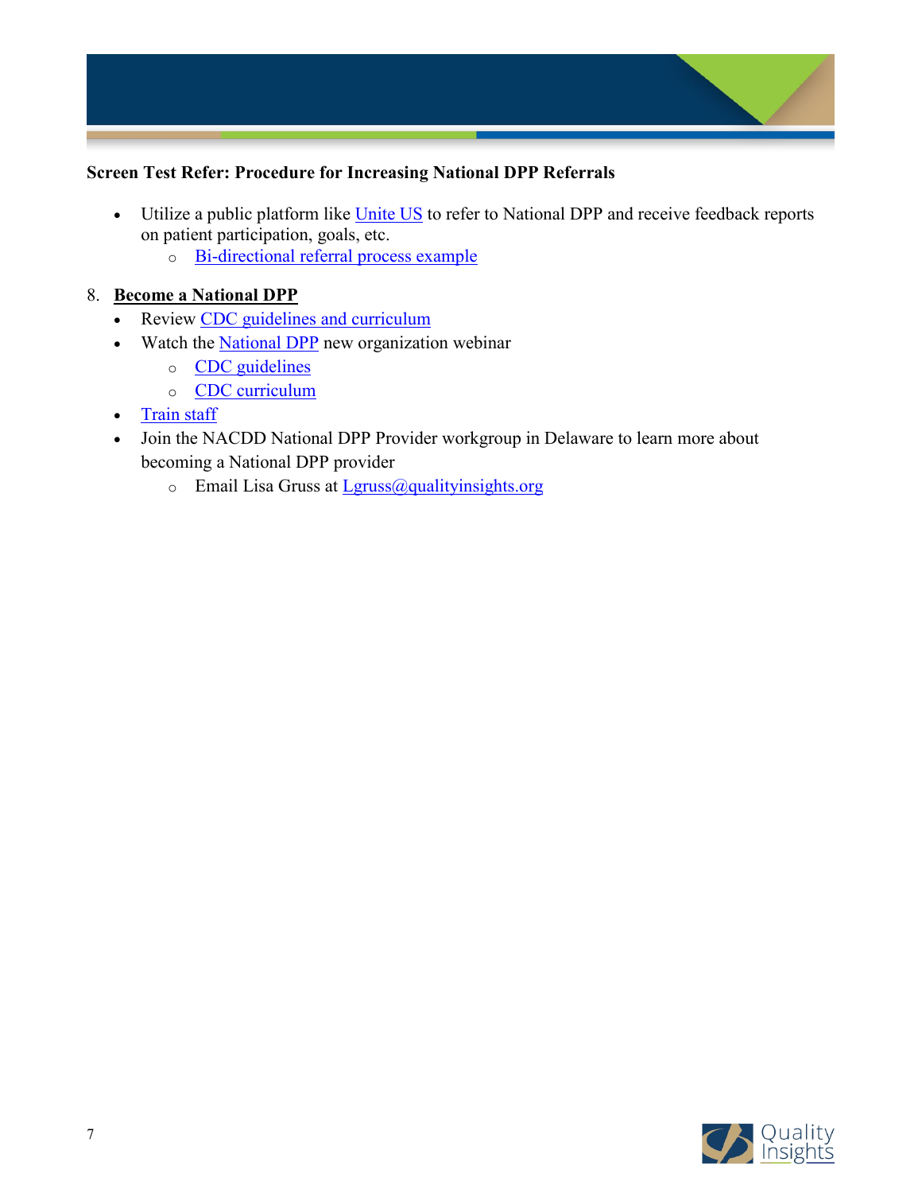**Screen Test Refer: Procedure for Increasing National DPP Referrals**

- Utilize a public platform like Unite US to refer to National DPP and receive feedback reports on patient participation, goals, etc.
    - Bi-directional referral process example

8. **Become a National DPP**
    - Review CDC guidelines and curriculum
    - Watch the National DPP new organization webinar
        - CDC guidelines
        - CDC curriculum
    - Train staff
    - Join the NACDD National DPP Provider workgroup in Delaware to learn more about becoming a National DPP provider
        - Email Lisa Gruss at Lgruss@qualityinsights.org